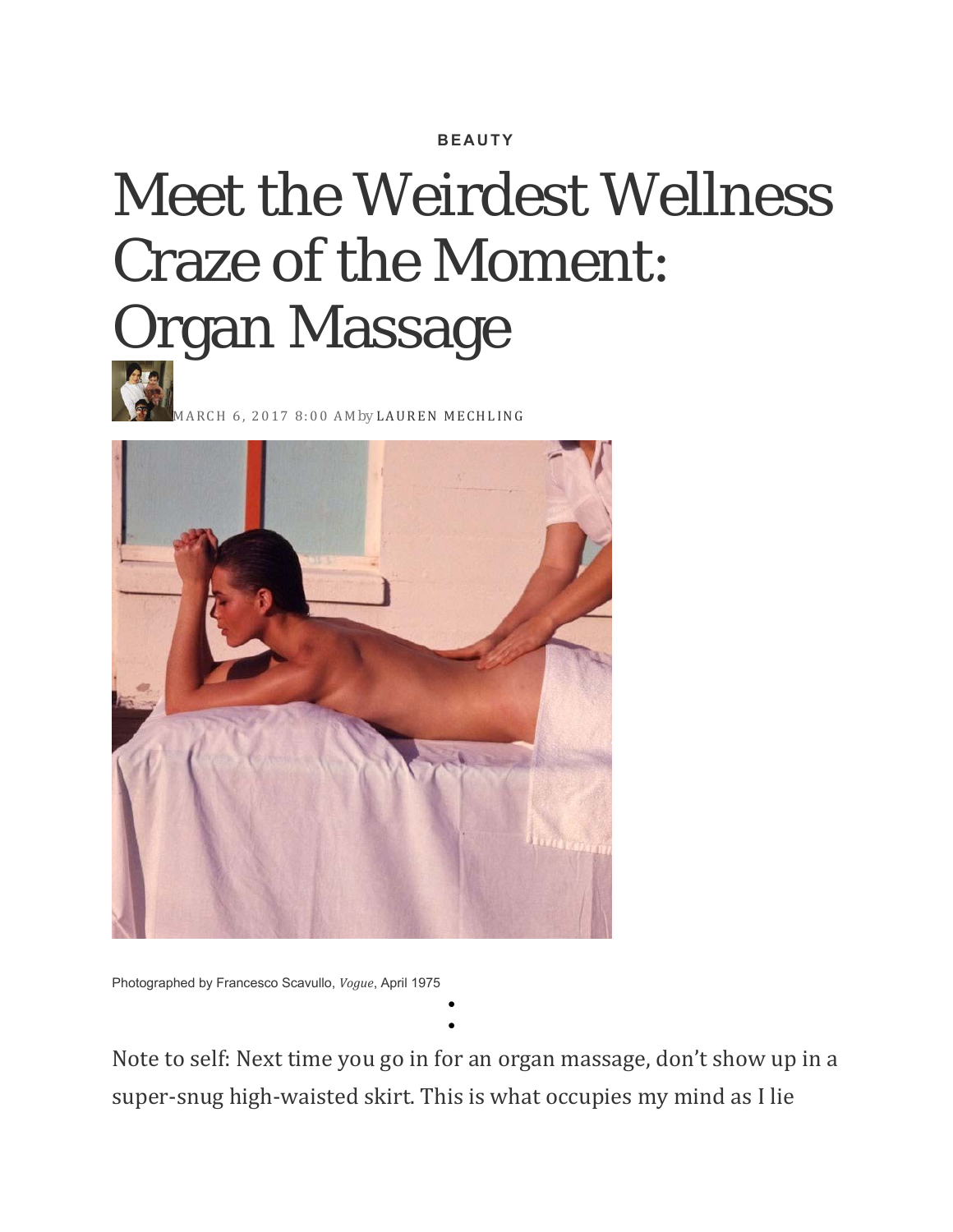BEAUTY

# Meet the Weirdest Wellness Craze of the Moment: Organ Massage

MARCH 6, 2017 8:00 AM by LAUREN MECHLING

Photographed by Francesco Scavullo, *Vogue*, April 1975

Note to self: Next time you go in for an organ massage, don't show up in a super-snug high-waisted skirt. This is what occupies my mind as I lie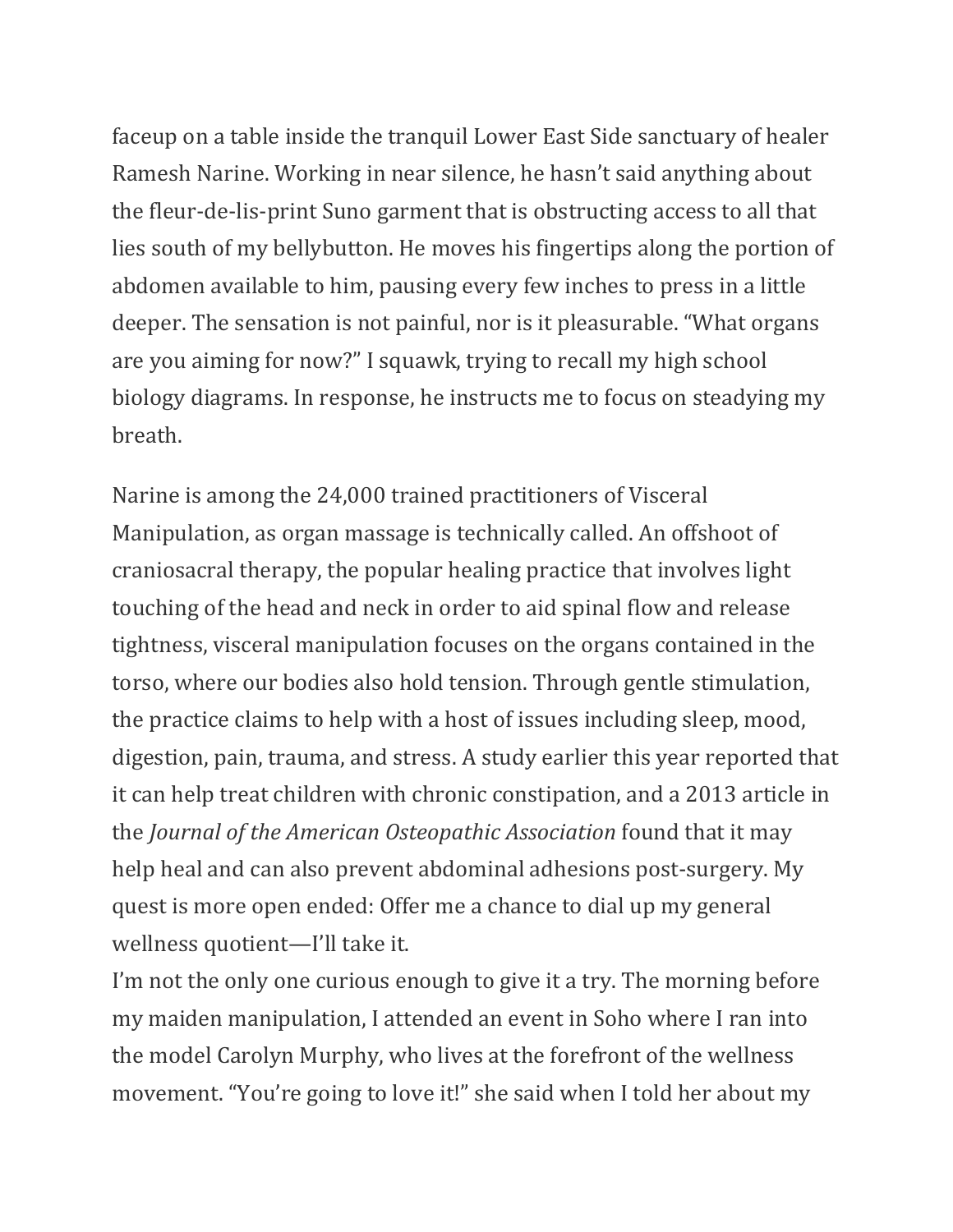faceup on a table inside the tranquil Lower East Side sanctuary of healer Ramesh Narine. Working in near silence, he hasn't said anything about the fleur-de-lis-print Suno garment that is obstructing access to all that lies south of my bellybutton. He moves his fingertips along the portion of abdomen available to him, pausing every few inches to press in a little deeper. The sensation is not painful, nor is it pleasurable. "What organs are you aiming for now?" I squawk, trying to recall my high school biology diagrams. In response, he instructs me to focus on steadying my breath.

Narine is among the 24,000 trained practitioners of Visceral Manipulation, as organ massage is technically called. An offshoot of craniosacral therapy, the popular healing practice that involves light touching of the head and neck in order to aid spinal flow and release tightness, visceral manipulation focuses on the organs contained in the torso, where our bodies also hold tension. Through gentle stimulation, the practice claims to help with a host of issues including sleep, mood, digestion, pain, trauma, and stress. A study earlier this year reported that it can help treat children with chronic constipation, and a 2013 article in the *Journal of the American Osteopathic Association* found that it may help heal and can also prevent abdominal adhesions post-surgery. My quest is more open ended: Offer me a chance to dial up my general wellness quotient—I'll take it.

I'm not the only one curious enough to give it a try. The morning before my maiden manipulation, I attended an event in Soho where I ran into the model Carolyn Murphy, who lives at the forefront of the wellness movement. "You're going to love it!" she said when I told her about my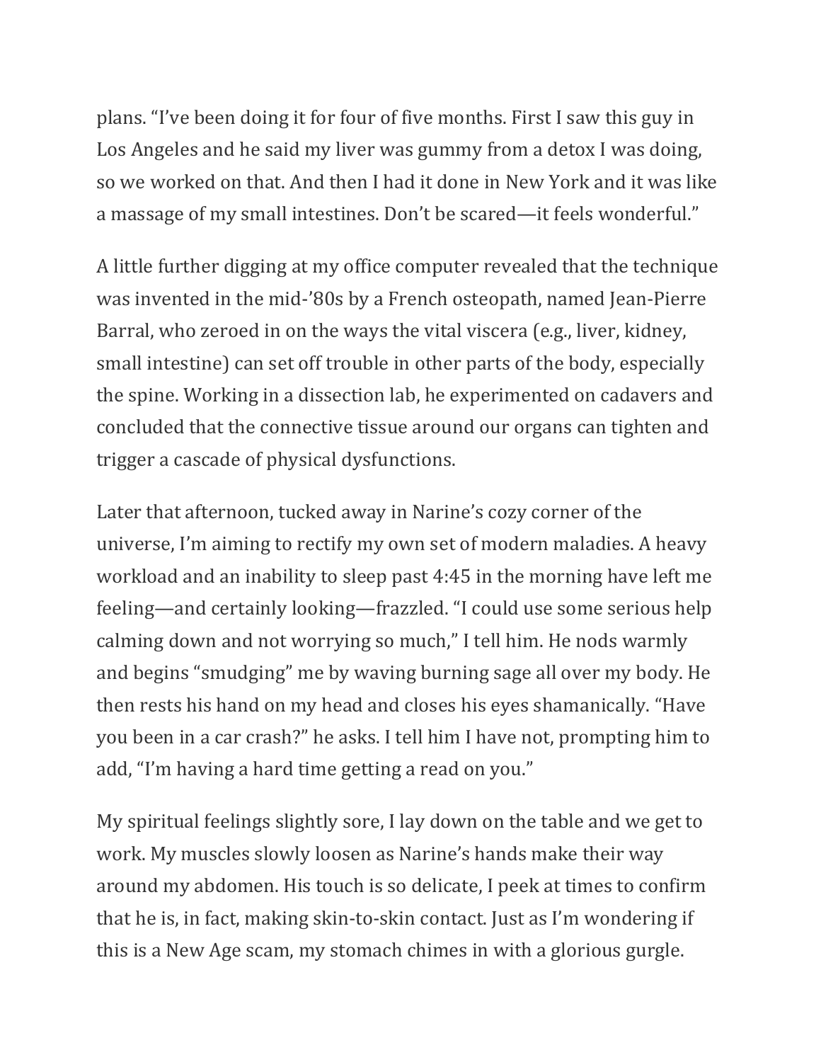plans. "I've been doing it for four of five months. First I saw this guy in Los Angeles and he said my liver was gummy from a detox I was doing, so we worked on that. And then I had it done in New York and it was like a massage of my small intestines. Don't be scared—it feels wonderful."

A little further digging at my office computer revealed that the technique was invented in the mid-'80s by a French osteopath, named Jean-Pierre Barral, who zeroed in on the ways the vital viscera (e.g., liver, kidney, small intestine) can set off trouble in other parts of the body, especially the spine. Working in a dissection lab, he experimented on cadavers and concluded that the connective tissue around our organs can tighten and trigger a cascade of physical dysfunctions.

Later that afternoon, tucked away in Narine's cozy corner of the universe, I'm aiming to rectify my own set of modern maladies. A heavy workload and an inability to sleep past 4:45 in the morning have left me feeling—and certainly looking—frazzled. "I could use some serious help calming down and not worrying so much," I tell him. He nods warmly and begins "smudging" me by waving burning sage all over my body. He then rests his hand on my head and closes his eyes shamanically. "Have you been in a car crash?" he asks. I tell him I have not, prompting him to add, "I'm having a hard time getting a read on you."

My spiritual feelings slightly sore, I lay down on the table and we get to work. My muscles slowly loosen as Narine's hands make their way around my abdomen. His touch is so delicate, I peek at times to confirm that he is, in fact, making skin-to-skin contact. Just as I'm wondering if this is a New Age scam, my stomach chimes in with a glorious gurgle.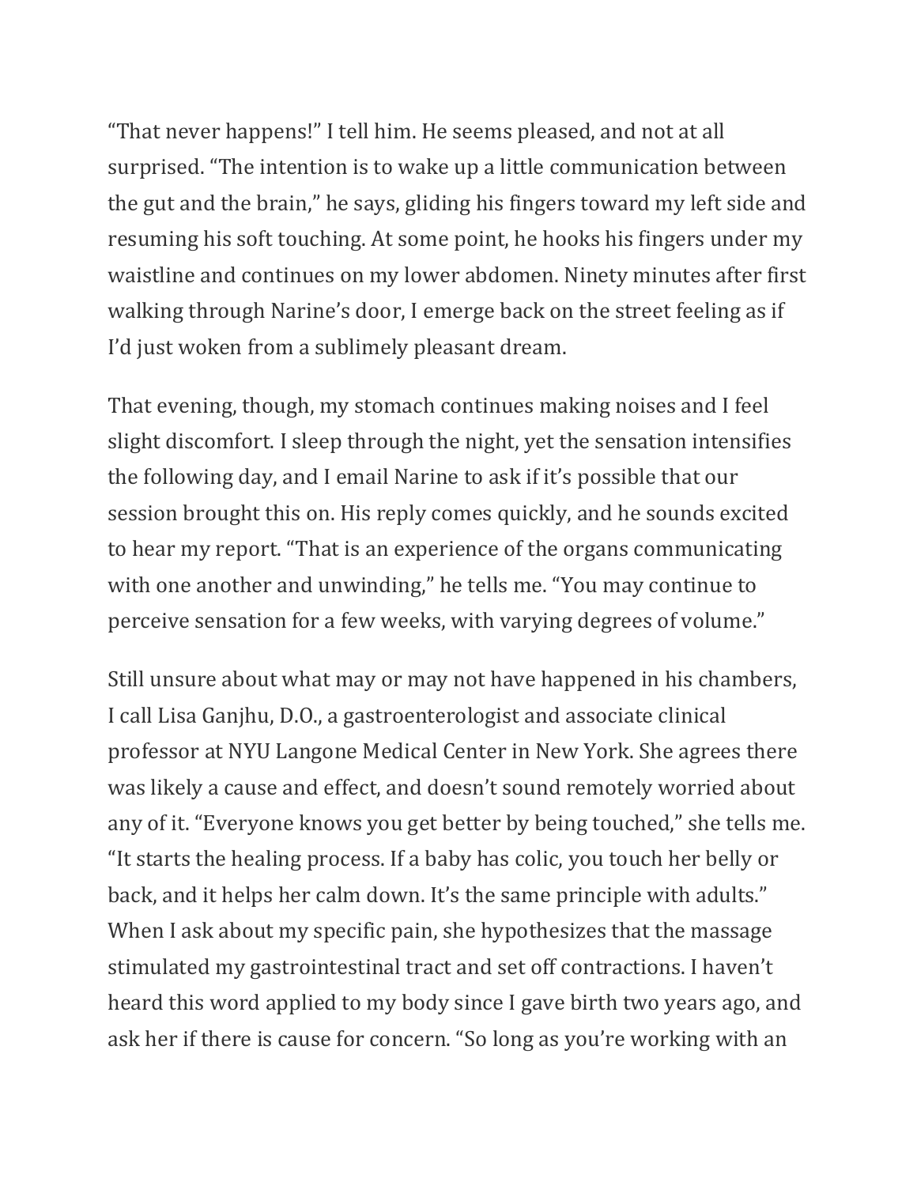“That never happens!” I tell him. He seems pleased, and not at all surprised. “The intention is to wake up a little communication between the gut and the brain,” he says, gliding his fingers toward my left side and resuming his soft touching. At some point, he hooks his fingers under my waistline and continues on my lower abdomen. Ninety minutes after first walking through Narine’s door, I emerge back on the street feeling as if I’d just woken from a sublimely pleasant dream.

That evening, though, my stomach continues making noises and I feel slight discomfort. I sleep through the night, yet the sensation intensifies the following day, and I email Narine to ask if it’s possible that our session brought this on. His reply comes quickly, and he sounds excited to hear my report. “That is an experience of the organs communicating with one another and unwinding,” he tells me. “You may continue to perceive sensation for a few weeks, with varying degrees of volume.”

Still unsure about what may or may not have happened in his chambers, I call Lisa Ganjhu, D.O., a gastroenterologist and associate clinical professor at NYU Langone Medical Center in New York. She agrees there was likely a cause and effect, and doesn’t sound remotely worried about any of it. “Everyone knows you get better by being touched,” she tells me. “It starts the healing process. If a baby has colic, you touch her belly or back, and it helps her calm down. It’s the same principle with adults.” When I ask about my specific pain, she hypothesizes that the massage stimulated my gastrointestinal tract and set off contractions. I haven’t heard this word applied to my body since I gave birth two years ago, and ask her if there is cause for concern. “So long as you’re working with an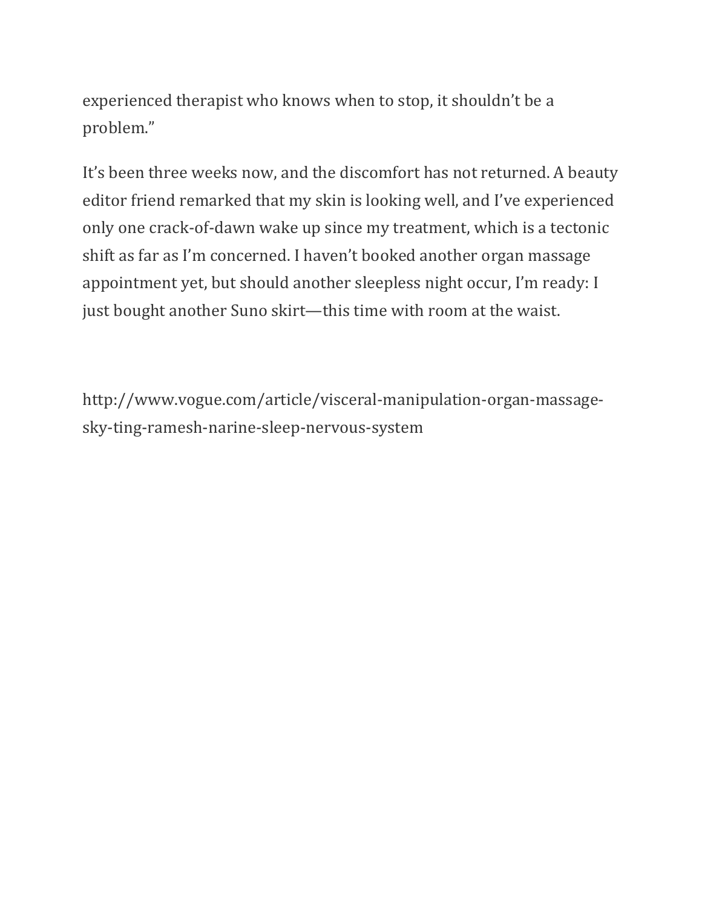experienced therapist who knows when to stop, it shouldn't be a problem."

It's been three weeks now, and the discomfort has not returned. A beauty editor friend remarked that my skin is looking well, and I've experienced only one crack-of-dawn wake up since my treatment, which is a tectonic shift as far as I'm concerned. I haven't booked another organ massage appointment yet, but should another sleepless night occur, I'm ready: I just bought another Suno skirt—this time with room at the waist.

http://www.vogue.com/article/visceral-manipulation-organ-massage-sky-ting-ramesh-narine-sleep-nervous-system